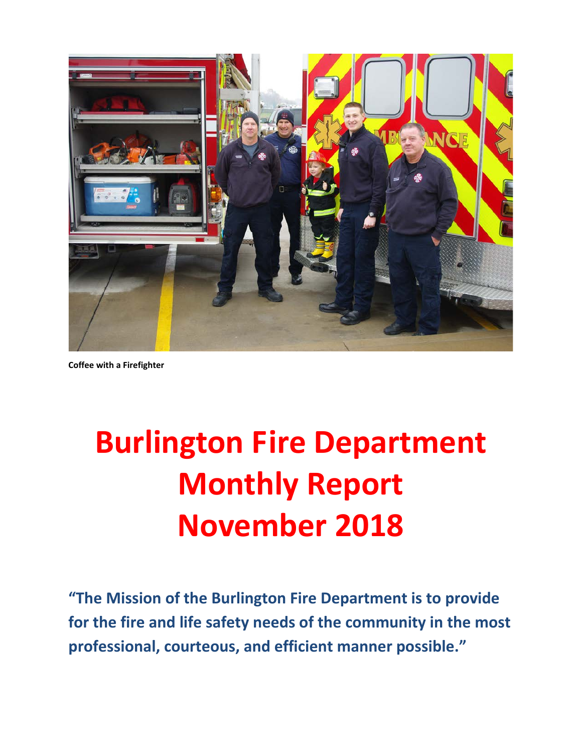Coffee with a Firefighter

# Burlington Fire Department Monthly Report November 2018

**"The Mission of the Burlington Fire Department is to provide for the fire and life safety needs of the community in the most professional, courteous, and efficient manner possible."**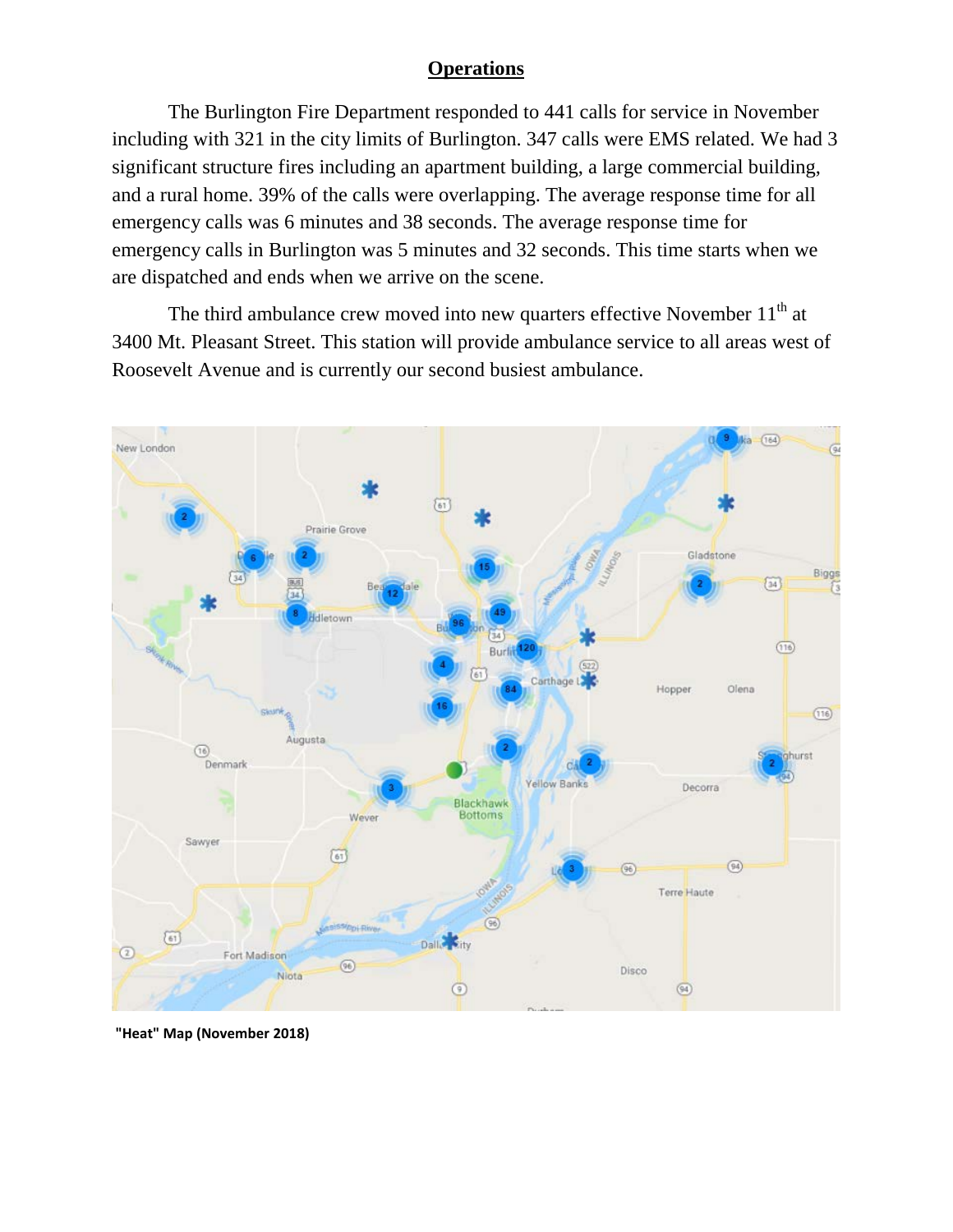## Operations

The Burlington Fire Department responded to 441 calls for service in November including with 321 in the city limits of Burlington. 347 calls were EMS related. We had 3 significant structure fires including an apartment building, a large commercial building, and a rural home. 39% of the calls were overlapping. The average response time for all emergency calls was 6 minutes and 38 seconds. The average response time for emergency calls in Burlington was 5 minutes and 32 seconds. This time starts when we are dispatched and ends when we arrive on the scene.

The third ambulance crew moved into new quarters effective November 11th at 3400 Mt. Pleasant Street. This station will provide ambulance service to all areas west of Roosevelt Avenue and is currently our second busiest ambulance.

**"Heat" Map (November 2018)**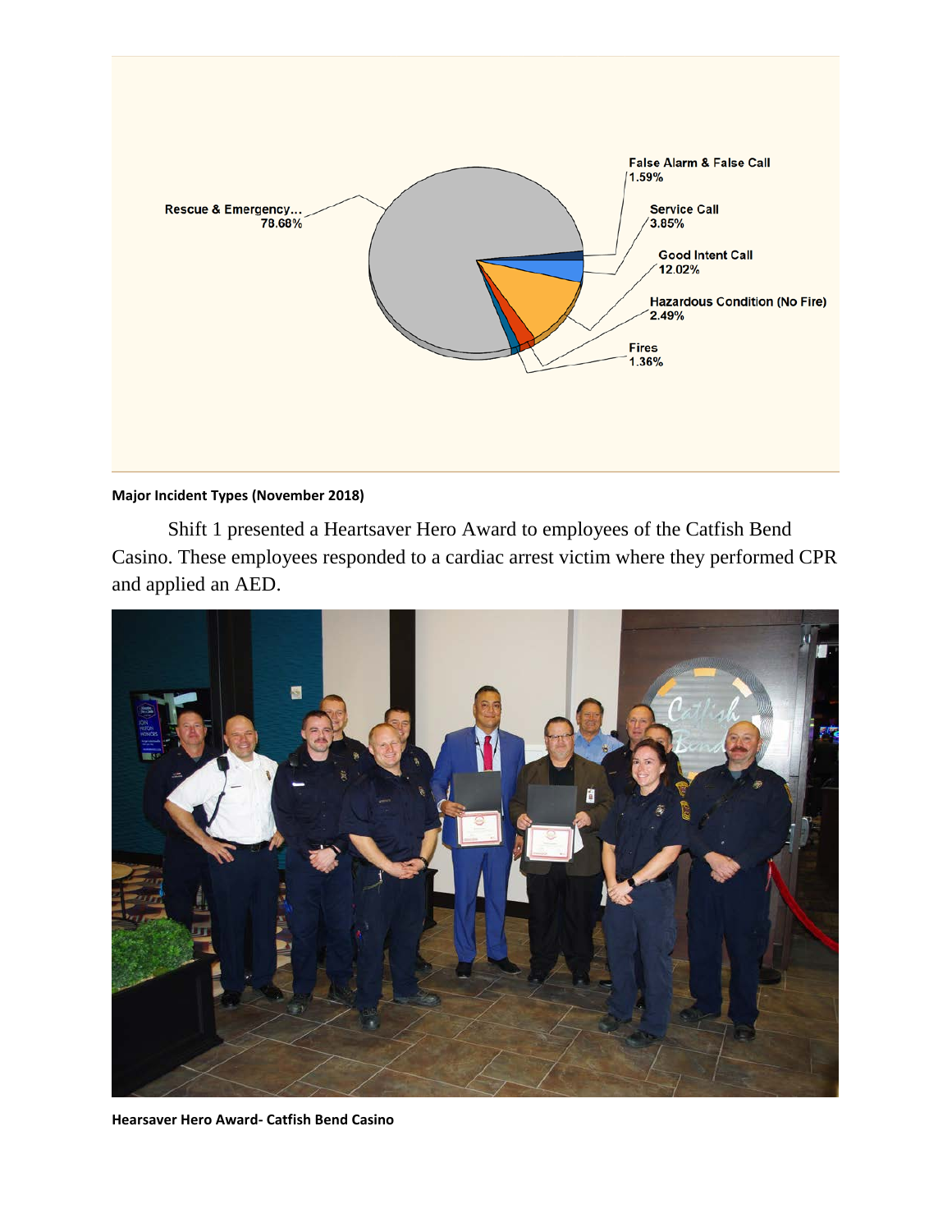Rescue & Emergency... 78.68%

False Alarm & False Call 1.59%

Service Call 3.85%

Good Intent Call 12.02%

Hazardous Condition (No Fire) 2.49%

Fires 1.36%

**Major Incident Types (November 2018)**

Shift 1 presented a Heartsaver Hero Award to employees of the Catfish Bend Casino. These employees responded to a cardiac arrest victim where they performed CPR and applied an AED.

**Hearsaver Hero Award- Catfish Bend Casino**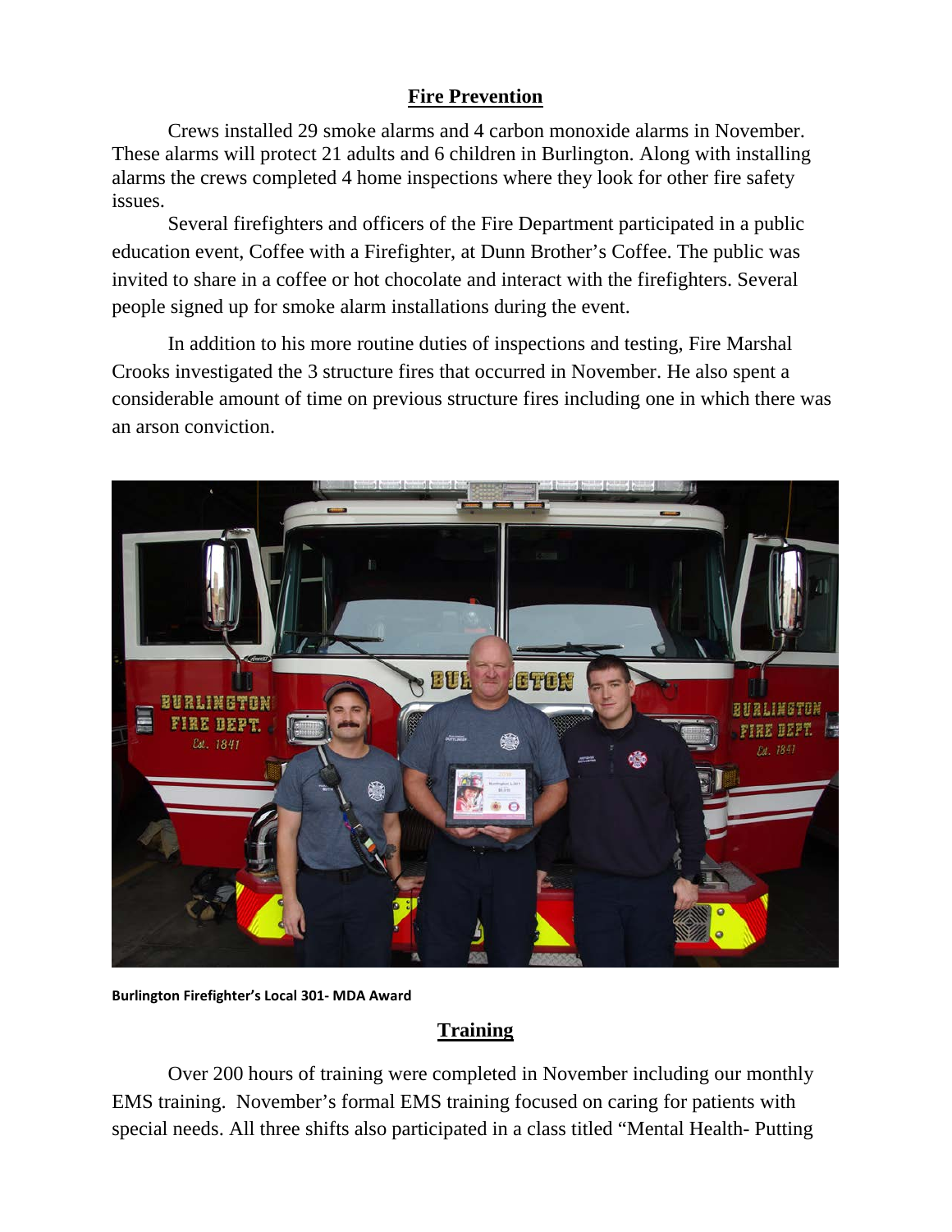## Fire Prevention

Crews installed 29 smoke alarms and 4 carbon monoxide alarms in November. These alarms will protect 21 adults and 6 children in Burlington. Along with installing alarms the crews completed 4 home inspections where they look for other fire safety issues.

Several firefighters and officers of the Fire Department participated in a public education event, Coffee with a Firefighter, at Dunn Brother's Coffee. The public was invited to share in a coffee or hot chocolate and interact with the firefighters. Several people signed up for smoke alarm installations during the event.

In addition to his more routine duties of inspections and testing, Fire Marshal Crooks investigated the 3 structure fires that occurred in November. He also spent a considerable amount of time on previous structure fires including one in which there was an arson conviction.

**Burlington Firefighter's Local 301- MDA Award**

## Training

Over 200 hours of training were completed in November including our monthly EMS training. November's formal EMS training focused on caring for patients with special needs. All three shifts also participated in a class titled "Mental Health- Putting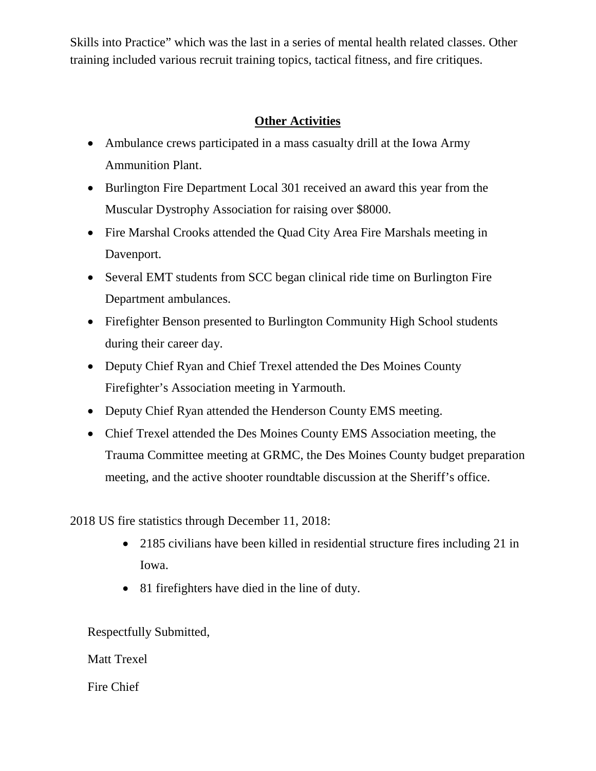Skills into Practice" which was the last in a series of mental health related classes. Other training included various recruit training topics, tactical fitness, and fire critiques.

## Other Activities

- Ambulance crews participated in a mass casualty drill at the Iowa Army Ammunition Plant.
- Burlington Fire Department Local 301 received an award this year from the Muscular Dystrophy Association for raising over $8000.
- Fire Marshal Crooks attended the Quad City Area Fire Marshals meeting in Davenport.
- Several EMT students from SCC began clinical ride time on Burlington Fire Department ambulances.
- Firefighter Benson presented to Burlington Community High School students during their career day.
- Deputy Chief Ryan and Chief Trexel attended the Des Moines County Firefighter's Association meeting in Yarmouth.
- Deputy Chief Ryan attended the Henderson County EMS meeting.
- Chief Trexel attended the Des Moines County EMS Association meeting, the Trauma Committee meeting at GRMC, the Des Moines County budget preparation meeting, and the active shooter roundtable discussion at the Sheriff's office.

2018 US fire statistics through December 11, 2018:

- 2185 civilians have been killed in residential structure fires including 21 in Iowa.
- 81 firefighters have died in the line of duty.

Respectfully Submitted,

Matt Trexel

Fire Chief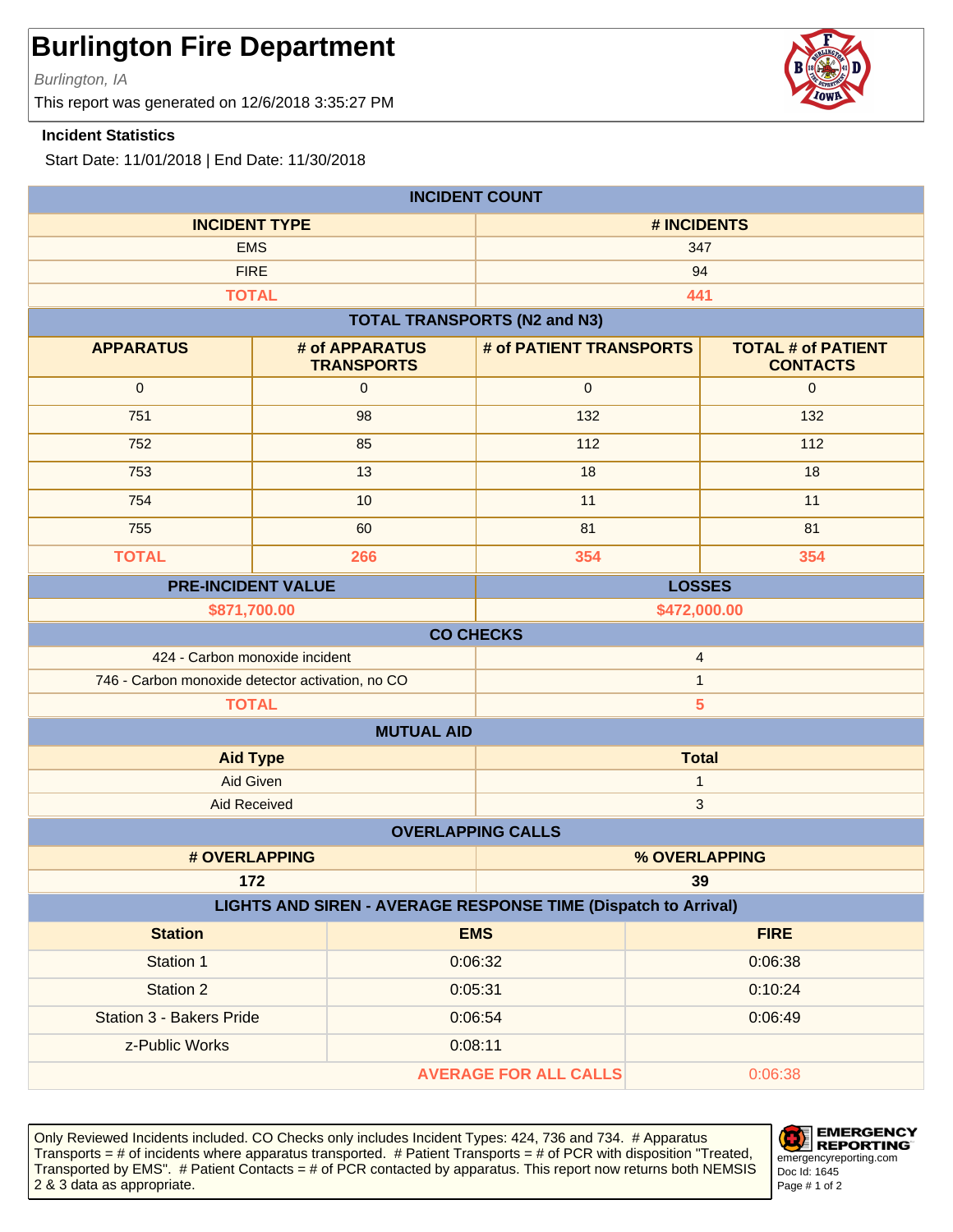# Burlington Fire Department

*Burlington, IA*

This report was generated on 12/6/2018 3:35:27 PM

**Incident Statistics**

Start Date: 11/01/2018 | End Date: 11/30/2018

| INCIDENT COUNT | |
|---|---|
| **INCIDENT TYPE** | **# INCIDENTS** |
| EMS | 347 |
| FIRE | 94 |
| **TOTAL** | **441** |

| TOTAL TRANSPORTS (N2 and N3) | | | |
|---|---|---|---|
| **APPARATUS** | **# of APPARATUS TRANSPORTS** | **# of PATIENT TRANSPORTS** | **TOTAL # of PATIENT CONTACTS** |
| 0 | 0 | 0 | 0 |
| 751 | 98 | 132 | 132 |
| 752 | 85 | 112 | 112 |
| 753 | 13 | 18 | 18 |
| 754 | 10 | 11 | 11 |
| 755 | 60 | 81 | 81 |
| **TOTAL** | **266** | **354** | **354** |

| PRE-INCIDENT VALUE | LOSSES |
|---|---|
| **$871,700.00** | **$472,000.00** |

| CO CHECKS | |
|---|---|
| 424 - Carbon monoxide incident | 4 |
| 746 - Carbon monoxide detector activation, no CO | 1 |
| **TOTAL** | **5** |

| MUTUAL AID | |
|---|---|
| **Aid Type** | **Total** |
| Aid Given | 1 |
| Aid Received | 3 |

| OVERLAPPING CALLS | |
|---|---|
| **# OVERLAPPING** | **% OVERLAPPING** |
| **172** | **39** |

| LIGHTS AND SIREN - AVERAGE RESPONSE TIME (Dispatch to Arrival) | | |
|---|---|---|
| **Station** | **EMS** | **FIRE** |
| Station 1 | 0:06:32 | 0:06:38 |
| Station 2 | 0:05:31 | 0:10:24 |
| Station 3 - Bakers Pride | 0:06:54 | 0:06:49 |
| z-Public Works | 0:08:11 | |
| | **AVERAGE FOR ALL CALLS** | 0:06:38 |

Only Reviewed Incidents included. CO Checks only includes Incident Types: 424, 736 and 734. # Apparatus Transports = # of incidents where apparatus transported. # Patient Transports = # of PCR with disposition "Treated, Transported by EMS". # Patient Contacts = # of PCR contacted by apparatus. This report now returns both NEMSIS 2 & 3 data as appropriate.

EMERGENCY REPORTING
emergencyreporting.com
Doc Id: 1645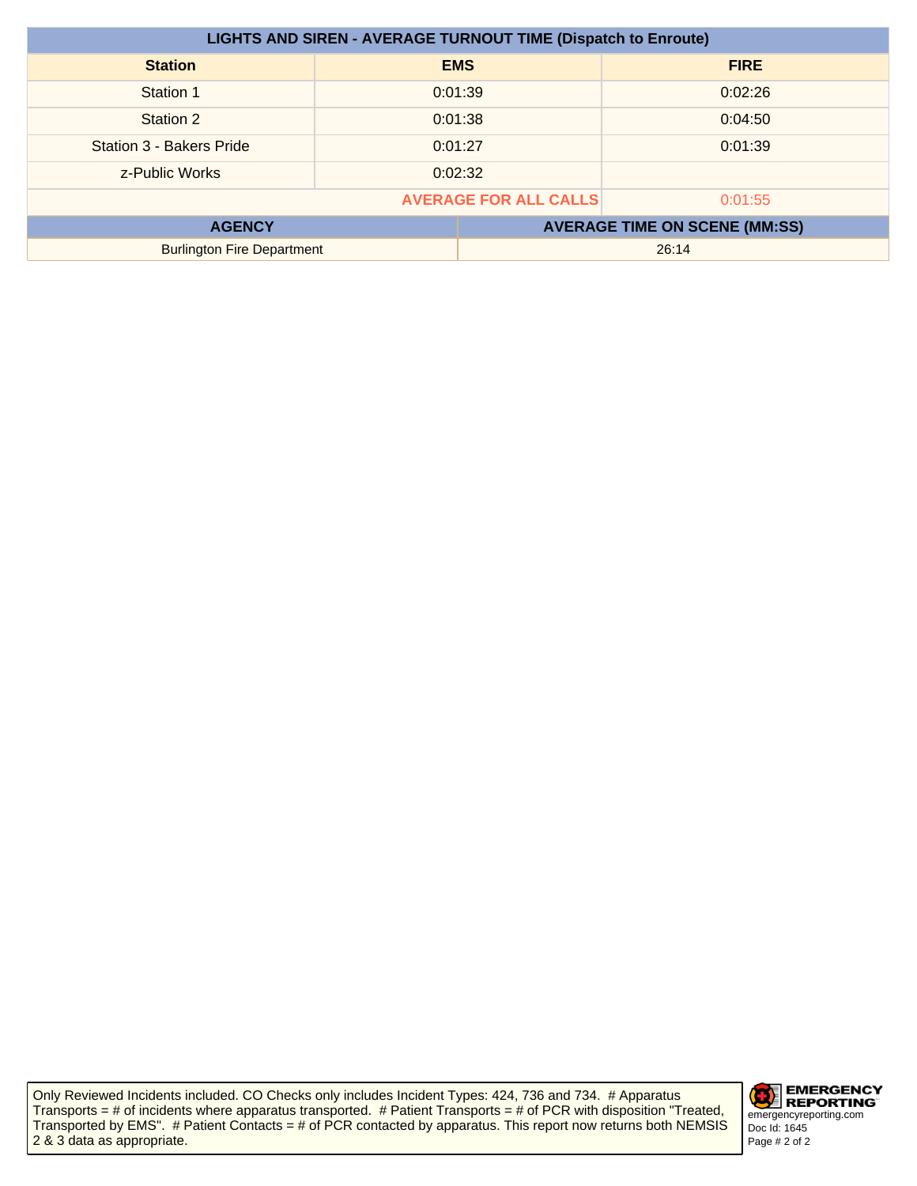| LIGHTS AND SIREN - AVERAGE TURNOUT TIME (Dispatch to Enroute) | | |
|---|---|---|
| **Station** | **EMS** | **FIRE** |
| Station 1 | 0:01:39 | 0:02:26 |
| Station 2 | 0:01:38 | 0:04:50 |
| Station 3 - Bakers Pride | 0:01:27 | 0:01:39 |
| z-Public Works | 0:02:32 | |
| | **AVERAGE FOR ALL CALLS** | 0:01:55 |

| AGENCY | AVERAGE TIME ON SCENE (MM:SS) |
|---|---|
| Burlington Fire Department | 26:14 |

Only Reviewed Incidents included. CO Checks only includes Incident Types: 424, 736 and 734. # Apparatus Transports = # of incidents where apparatus transported. # Patient Transports = # of PCR with disposition "Treated, Transported by EMS". # Patient Contacts = # of PCR contacted by apparatus. This report now returns both NEMSIS 2 & 3 data as appropriate.

EMERGENCY REPORTING
emergencyreporting.com
Doc Id: 1645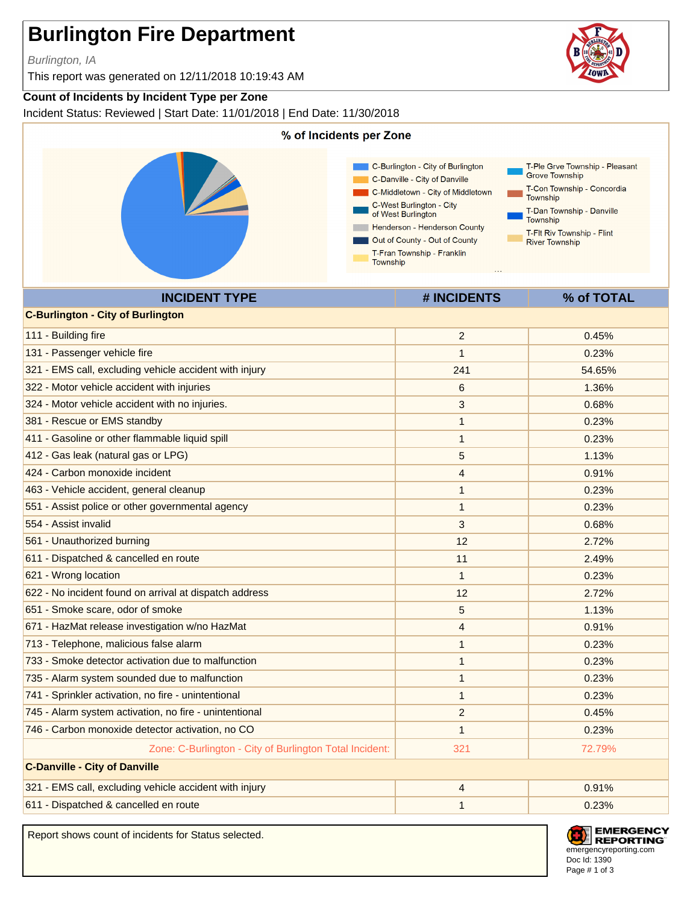# Burlington Fire Department

*Burlington, IA*

This report was generated on 12/11/2018 10:19:43 AM

**Count of Incidents by Incident Type per Zone**

Incident Status: Reviewed | Start Date: 11/01/2018 | End Date: 11/30/2018

**% of Incidents per Zone**

- C-Burlington - City of Burlington
- C-Danville - City of Danville
- C-Middletown - City of Middletown
- C-West Burlington - City of West Burlington
- Henderson - Henderson County
- Out of County - Out of County
- T-Fran Township - Franklin Township
- T-Ple Grve Township - Pleasant Grove Township
- T-Con Township - Concordia Township
- T-Dan Township - Danville Township
- T-Flt Riv Township - Flint River Township

| INCIDENT TYPE | # INCIDENTS | % of TOTAL |
|---|---|---|
| **C-Burlington - City of Burlington** | | |
| 111 - Building fire | 2 | 0.45% |
| 131 - Passenger vehicle fire | 1 | 0.23% |
| 321 - EMS call, excluding vehicle accident with injury | 241 | 54.65% |
| 322 - Motor vehicle accident with injuries | 6 | 1.36% |
| 324 - Motor vehicle accident with no injuries. | 3 | 0.68% |
| 381 - Rescue or EMS standby | 1 | 0.23% |
| 411 - Gasoline or other flammable liquid spill | 1 | 0.23% |
| 412 - Gas leak (natural gas or LPG) | 5 | 1.13% |
| 424 - Carbon monoxide incident | 4 | 0.91% |
| 463 - Vehicle accident, general cleanup | 1 | 0.23% |
| 551 - Assist police or other governmental agency | 1 | 0.23% |
| 554 - Assist invalid | 3 | 0.68% |
| 561 - Unauthorized burning | 12 | 2.72% |
| 611 - Dispatched & cancelled en route | 11 | 2.49% |
| 621 - Wrong location | 1 | 0.23% |
| 622 - No incident found on arrival at dispatch address | 12 | 2.72% |
| 651 - Smoke scare, odor of smoke | 5 | 1.13% |
| 671 - HazMat release investigation w/no HazMat | 4 | 0.91% |
| 713 - Telephone, malicious false alarm | 1 | 0.23% |
| 733 - Smoke detector activation due to malfunction | 1 | 0.23% |
| 735 - Alarm system sounded due to malfunction | 1 | 0.23% |
| 741 - Sprinkler activation, no fire - unintentional | 1 | 0.23% |
| 745 - Alarm system activation, no fire - unintentional | 2 | 0.45% |
| 746 - Carbon monoxide detector activation, no CO | 1 | 0.23% |
| Zone: C-Burlington - City of Burlington Total Incident: | 321 | 72.79% |
| **C-Danville - City of Danville** | | |
| 321 - EMS call, excluding vehicle accident with injury | 4 | 0.91% |
| 611 - Dispatched & cancelled en route | 1 | 0.23% |

Report shows count of incidents for Status selected.

EMERGENCY REPORTING
emergencyreporting.com
Doc Id: 1390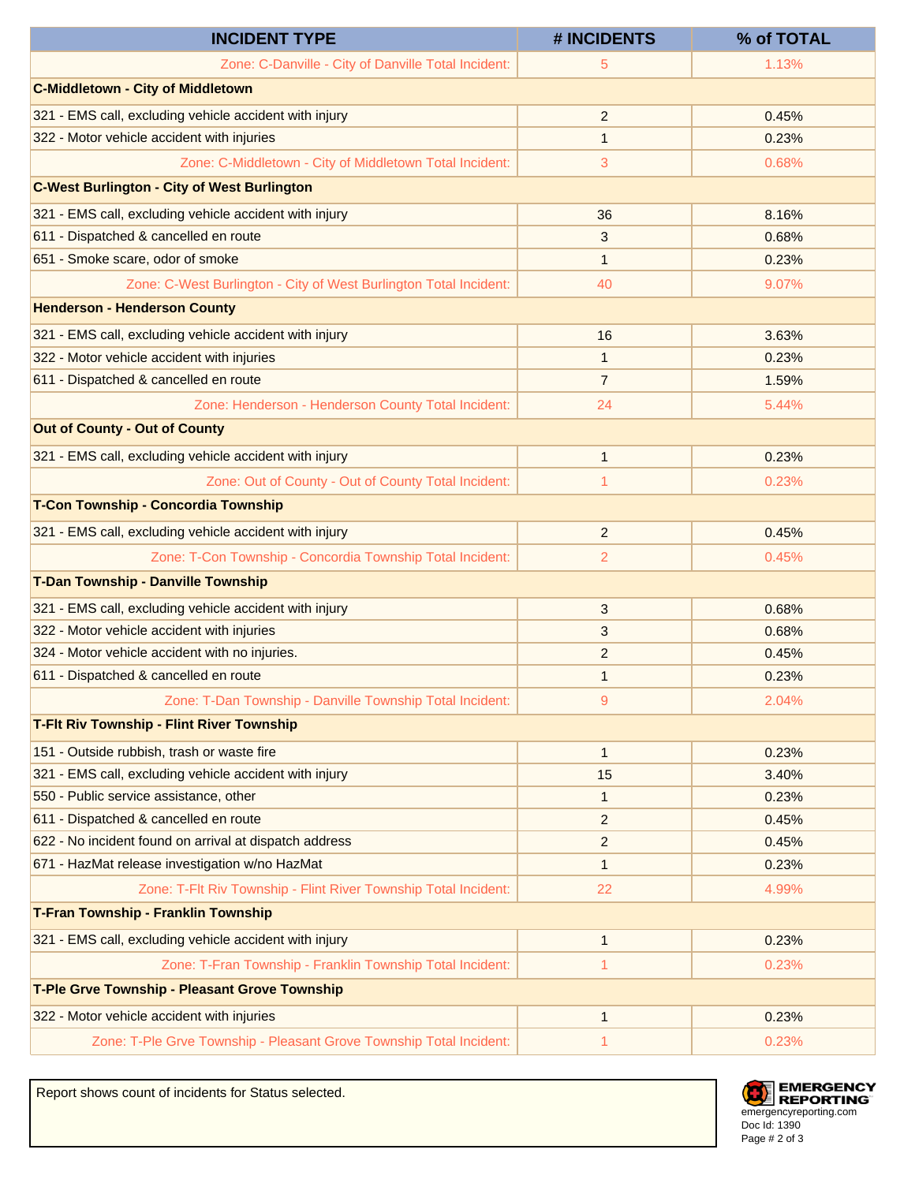| INCIDENT TYPE | # INCIDENTS | % of TOTAL |
|---|---|---|
| Zone: C-Danville - City of Danville Total Incident: | 5 | 1.13% |
| **C-Middletown - City of Middletown** | | |
| 321 - EMS call, excluding vehicle accident with injury | 2 | 0.45% |
| 322 - Motor vehicle accident with injuries | 1 | 0.23% |
| Zone: C-Middletown - City of Middletown Total Incident: | 3 | 0.68% |
| **C-West Burlington - City of West Burlington** | | |
| 321 - EMS call, excluding vehicle accident with injury | 36 | 8.16% |
| 611 - Dispatched & cancelled en route | 3 | 0.68% |
| 651 - Smoke scare, odor of smoke | 1 | 0.23% |
| Zone: C-West Burlington - City of West Burlington Total Incident: | 40 | 9.07% |
| **Henderson - Henderson County** | | |
| 321 - EMS call, excluding vehicle accident with injury | 16 | 3.63% |
| 322 - Motor vehicle accident with injuries | 1 | 0.23% |
| 611 - Dispatched & cancelled en route | 7 | 1.59% |
| Zone: Henderson - Henderson County Total Incident: | 24 | 5.44% |
| **Out of County - Out of County** | | |
| 321 - EMS call, excluding vehicle accident with injury | 1 | 0.23% |
| Zone: Out of County - Out of County Total Incident: | 1 | 0.23% |
| **T-Con Township - Concordia Township** | | |
| 321 - EMS call, excluding vehicle accident with injury | 2 | 0.45% |
| Zone: T-Con Township - Concordia Township Total Incident: | 2 | 0.45% |
| **T-Dan Township - Danville Township** | | |
| 321 - EMS call, excluding vehicle accident with injury | 3 | 0.68% |
| 322 - Motor vehicle accident with injuries | 3 | 0.68% |
| 324 - Motor vehicle accident with no injuries. | 2 | 0.45% |
| 611 - Dispatched & cancelled en route | 1 | 0.23% |
| Zone: T-Dan Township - Danville Township Total Incident: | 9 | 2.04% |
| **T-Flt Riv Township - Flint River Township** | | |
| 151 - Outside rubbish, trash or waste fire | 1 | 0.23% |
| 321 - EMS call, excluding vehicle accident with injury | 15 | 3.40% |
| 550 - Public service assistance, other | 1 | 0.23% |
| 611 - Dispatched & cancelled en route | 2 | 0.45% |
| 622 - No incident found on arrival at dispatch address | 2 | 0.45% |
| 671 - HazMat release investigation w/no HazMat | 1 | 0.23% |
| Zone: T-Flt Riv Township - Flint River Township Total Incident: | 22 | 4.99% |
| **T-Fran Township - Franklin Township** | | |
| 321 - EMS call, excluding vehicle accident with injury | 1 | 0.23% |
| Zone: T-Fran Township - Franklin Township Total Incident: | 1 | 0.23% |
| **T-Ple Grve Township - Pleasant Grove Township** | | |
| 322 - Motor vehicle accident with injuries | 1 | 0.23% |
| Zone: T-Ple Grve Township - Pleasant Grove Township Total Incident: | 1 | 0.23% |

Report shows count of incidents for Status selected.

EMERGENCY REPORTING
emergencyreporting.com
Doc Id: 1390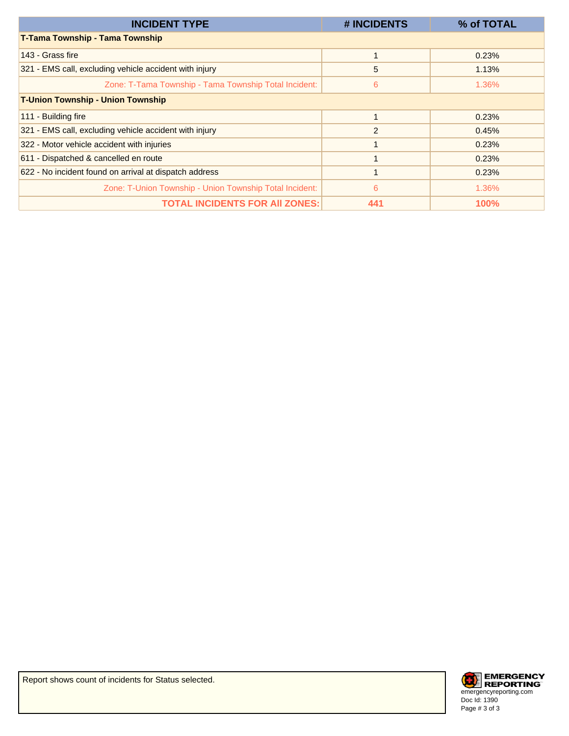| INCIDENT TYPE | # INCIDENTS | % of TOTAL |
|---|---|---|
| **T-Tama Township - Tama Township** | | |
| 143 - Grass fire | 1 | 0.23% |
| 321 - EMS call, excluding vehicle accident with injury | 5 | 1.13% |
| Zone: T-Tama Township - Tama Township Total Incident: | 6 | 1.36% |
| **T-Union Township - Union Township** | | |
| 111 - Building fire | 1 | 0.23% |
| 321 - EMS call, excluding vehicle accident with injury | 2 | 0.45% |
| 322 - Motor vehicle accident with injuries | 1 | 0.23% |
| 611 - Dispatched & cancelled en route | 1 | 0.23% |
| 622 - No incident found on arrival at dispatch address | 1 | 0.23% |
| Zone: T-Union Township - Union Township Total Incident: | 6 | 1.36% |
| **TOTAL INCIDENTS FOR All ZONES:** | **441** | **100%** |

Report shows count of incidents for Status selected.

EMERGENCY REPORTING
emergencyreporting.com
Doc Id: 1390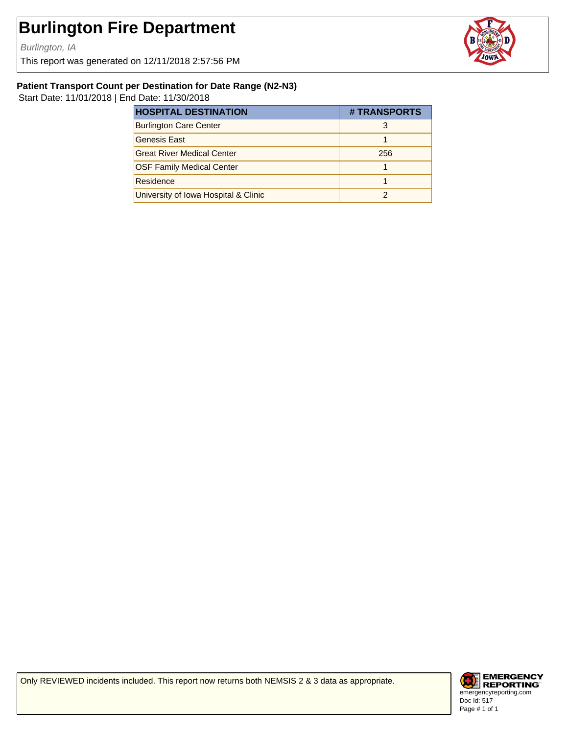# Burlington Fire Department

*Burlington, IA*

This report was generated on 12/11/2018 2:57:56 PM

### Patient Transport Count per Destination for Date Range (N2-N3)

Start Date: 11/01/2018 | End Date: 11/30/2018

| HOSPITAL DESTINATION | # TRANSPORTS |
|---|---|
| Burlington Care Center | 3 |
| Genesis East | 1 |
| Great River Medical Center | 256 |
| OSF Family Medical Center | 1 |
| Residence | 1 |
| University of Iowa Hospital & Clinic | 2 |

Only REVIEWED incidents included. This report now returns both NEMSIS 2 & 3 data as appropriate.

EMERGENCY REPORTING
emergencyreporting.com
Doc Id: 517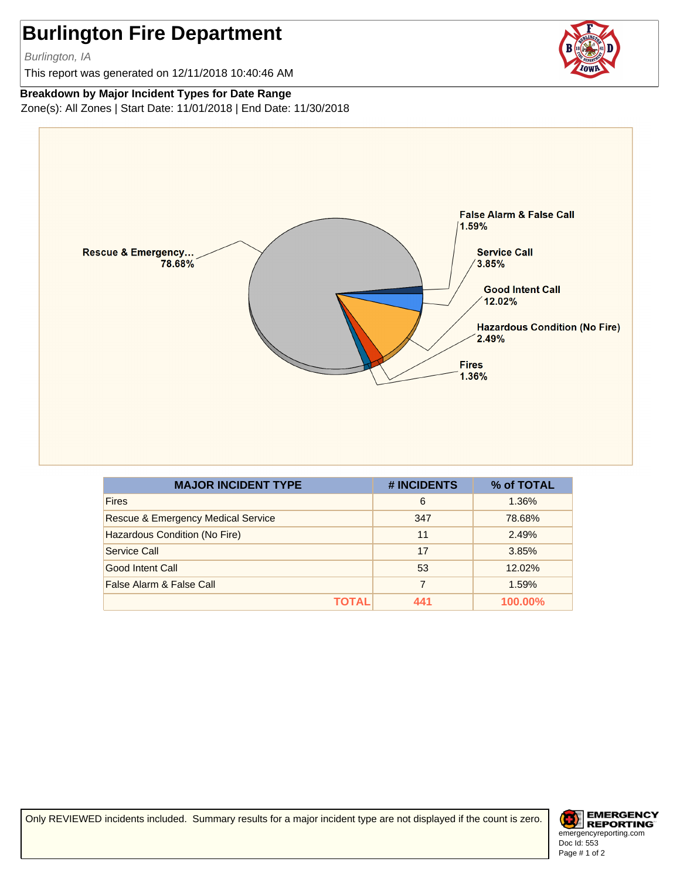# Burlington Fire Department

*Burlington, IA*

This report was generated on 12/11/2018 10:40:46 AM

**Breakdown by Major Incident Types for Date Range**

Zone(s): All Zones | Start Date: 11/01/2018 | End Date: 11/30/2018

Rescue & Emergency... 78.68%

False Alarm & False Call 1.59%

Service Call 3.85%

Good Intent Call 12.02%

Hazardous Condition (No Fire) 2.49%

Fires 1.36%

| MAJOR INCIDENT TYPE | # INCIDENTS | % of TOTAL |
|---|---|---|
| Fires | 6 | 1.36% |
| Rescue & Emergency Medical Service | 347 | 78.68% |
| Hazardous Condition (No Fire) | 11 | 2.49% |
| Service Call | 17 | 3.85% |
| Good Intent Call | 53 | 12.02% |
| False Alarm & False Call | 7 | 1.59% |
| **TOTAL** | **441** | **100.00%** |

Only REVIEWED incidents included. Summary results for a major incident type are not displayed if the count is zero.

EMERGENCY REPORTING
emergencyreporting.com
Doc Id: 553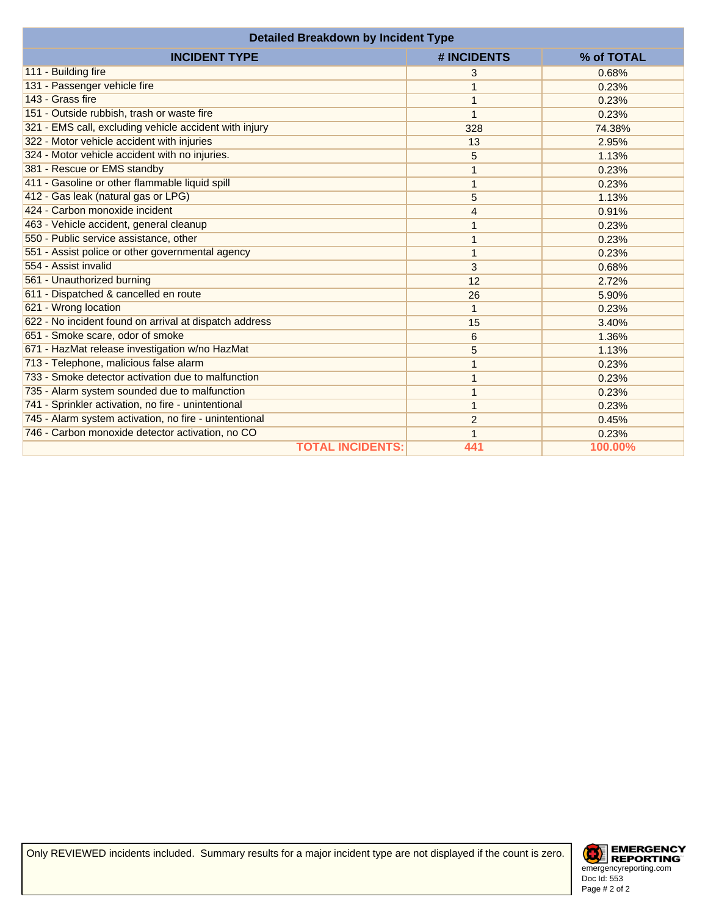## Detailed Breakdown by Incident Type

| INCIDENT TYPE | # INCIDENTS | % of TOTAL |
|---|---|---|
| 111 - Building fire | 3 | 0.68% |
| 131 - Passenger vehicle fire | 1 | 0.23% |
| 143 - Grass fire | 1 | 0.23% |
| 151 - Outside rubbish, trash or waste fire | 1 | 0.23% |
| 321 - EMS call, excluding vehicle accident with injury | 328 | 74.38% |
| 322 - Motor vehicle accident with injuries | 13 | 2.95% |
| 324 - Motor vehicle accident with no injuries. | 5 | 1.13% |
| 381 - Rescue or EMS standby | 1 | 0.23% |
| 411 - Gasoline or other flammable liquid spill | 1 | 0.23% |
| 412 - Gas leak (natural gas or LPG) | 5 | 1.13% |
| 424 - Carbon monoxide incident | 4 | 0.91% |
| 463 - Vehicle accident, general cleanup | 1 | 0.23% |
| 550 - Public service assistance, other | 1 | 0.23% |
| 551 - Assist police or other governmental agency | 1 | 0.23% |
| 554 - Assist invalid | 3 | 0.68% |
| 561 - Unauthorized burning | 12 | 2.72% |
| 611 - Dispatched & cancelled en route | 26 | 5.90% |
| 621 - Wrong location | 1 | 0.23% |
| 622 - No incident found on arrival at dispatch address | 15 | 3.40% |
| 651 - Smoke scare, odor of smoke | 6 | 1.36% |
| 671 - HazMat release investigation w/no HazMat | 5 | 1.13% |
| 713 - Telephone, malicious false alarm | 1 | 0.23% |
| 733 - Smoke detector activation due to malfunction | 1 | 0.23% |
| 735 - Alarm system sounded due to malfunction | 1 | 0.23% |
| 741 - Sprinkler activation, no fire - unintentional | 1 | 0.23% |
| 745 - Alarm system activation, no fire - unintentional | 2 | 0.45% |
| 746 - Carbon monoxide detector activation, no CO | 1 | 0.23% |
| **TOTAL INCIDENTS:** | **441** | **100.00%** |

Only REVIEWED incidents included. Summary results for a major incident type are not displayed if the count is zero.

EMERGENCY REPORTING
emergencyreporting.com
Doc Id: 553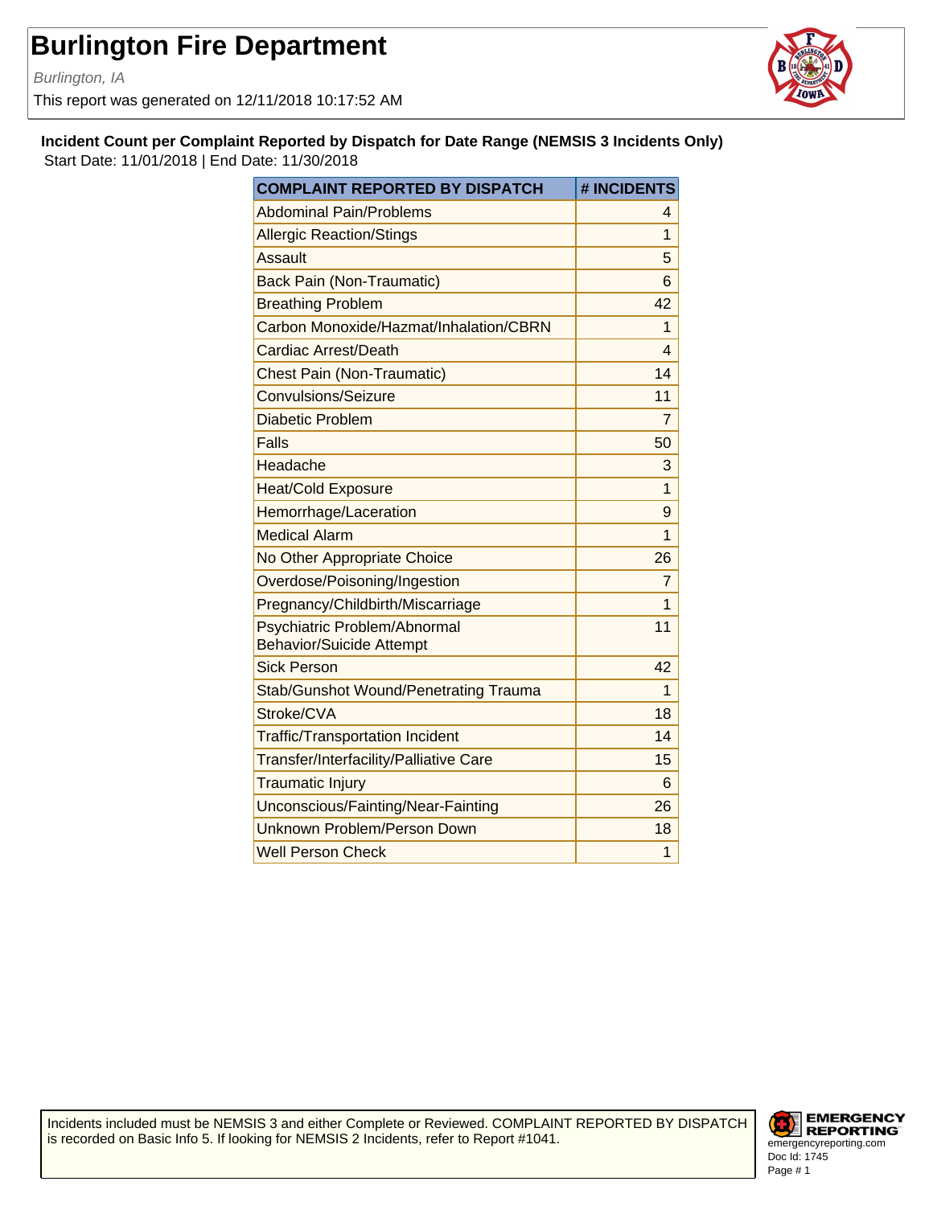# Burlington Fire Department

*Burlington, IA*

This report was generated on 12/11/2018 10:17:52 AM

**Incident Count per Complaint Reported by Dispatch for Date Range (NEMSIS 3 Incidents Only)**

Start Date: 11/01/2018 | End Date: 11/30/2018

| COMPLAINT REPORTED BY DISPATCH | # INCIDENTS |
|---|---|
| Abdominal Pain/Problems | 4 |
| Allergic Reaction/Stings | 1 |
| Assault | 5 |
| Back Pain (Non-Traumatic) | 6 |
| Breathing Problem | 42 |
| Carbon Monoxide/Hazmat/Inhalation/CBRN | 1 |
| Cardiac Arrest/Death | 4 |
| Chest Pain (Non-Traumatic) | 14 |
| Convulsions/Seizure | 11 |
| Diabetic Problem | 7 |
| Falls | 50 |
| Headache | 3 |
| Heat/Cold Exposure | 1 |
| Hemorrhage/Laceration | 9 |
| Medical Alarm | 1 |
| No Other Appropriate Choice | 26 |
| Overdose/Poisoning/Ingestion | 7 |
| Pregnancy/Childbirth/Miscarriage | 1 |
| Psychiatric Problem/Abnormal Behavior/Suicide Attempt | 11 |
| Sick Person | 42 |
| Stab/Gunshot Wound/Penetrating Trauma | 1 |
| Stroke/CVA | 18 |
| Traffic/Transportation Incident | 14 |
| Transfer/Interfacility/Palliative Care | 15 |
| Traumatic Injury | 6 |
| Unconscious/Fainting/Near-Fainting | 26 |
| Unknown Problem/Person Down | 18 |
| Well Person Check | 1 |

Incidents included must be NEMSIS 3 and either Complete or Reviewed. COMPLAINT REPORTED BY DISPATCH is recorded on Basic Info 5. If looking for NEMSIS 2 Incidents, refer to Report #1041.

emergencyreporting.com
Doc Id: 1745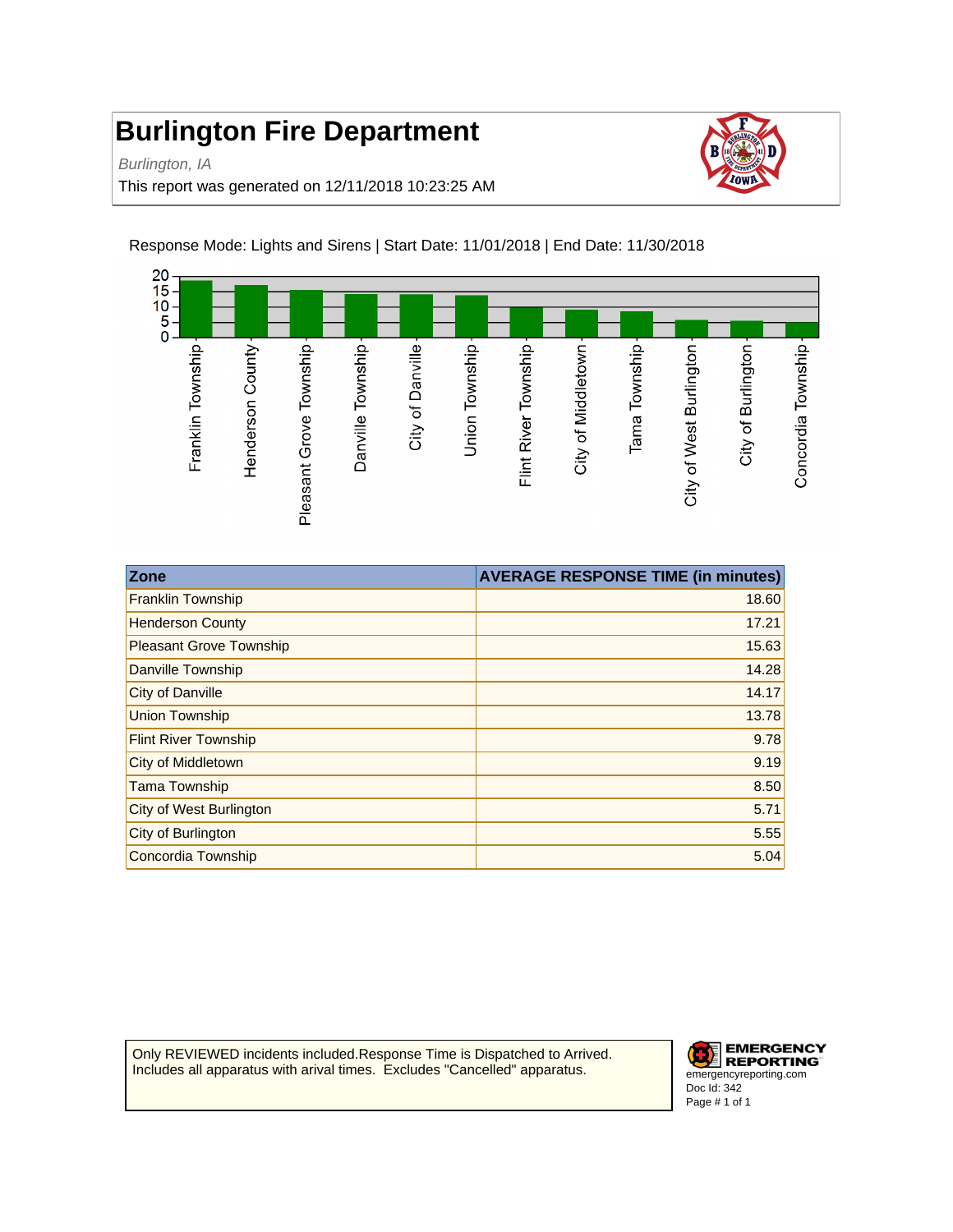# Burlington Fire Department

*Burlington, IA*

This report was generated on 12/11/2018 10:23:25 AM

Response Mode: Lights and Sirens | Start Date: 11/01/2018 | End Date: 11/30/2018

| Zone | AVERAGE RESPONSE TIME (in minutes) |
|---|---:|
| Franklin Township | 18.60 |
| Henderson County | 17.21 |
| Pleasant Grove Township | 15.63 |
| Danville Township | 14.28 |
| City of Danville | 14.17 |
| Union Township | 13.78 |
| Flint River Township | 9.78 |
| City of Middletown | 9.19 |
| Tama Township | 8.50 |
| City of West Burlington | 5.71 |
| City of Burlington | 5.55 |
| Concordia Township | 5.04 |

Only REVIEWED incidents included.Response Time is Dispatched to Arrived. Includes all apparatus with arival times. Excludes "Cancelled" apparatus.

EMERGENCY REPORTING
emergencyreporting.com
Doc Id: 342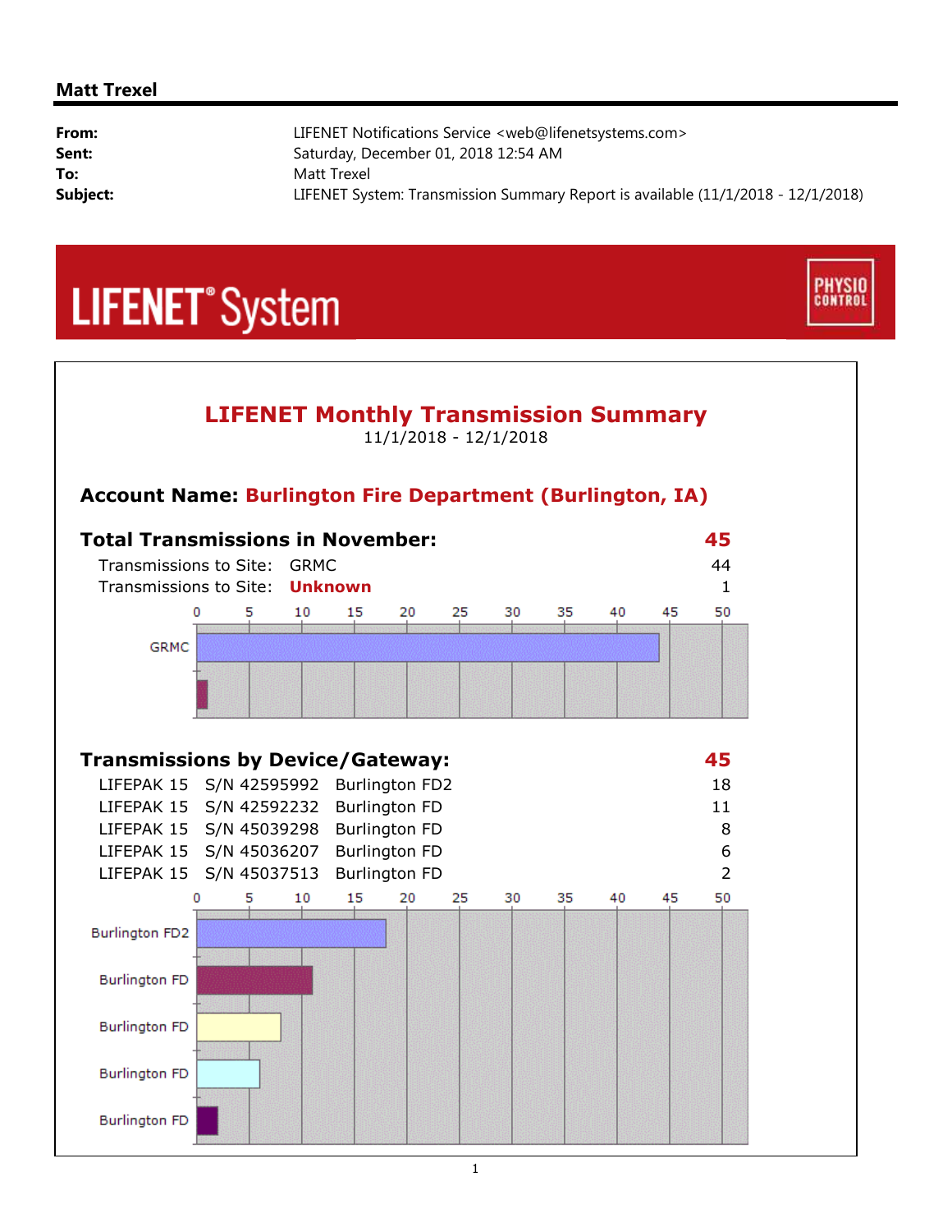**Matt Trexel**

| | |
|---|---|
| **From:** | LIFENET Notifications Service <web@lifenetsystems.com> |
| **Sent:** | Saturday, December 01, 2018 12:54 AM |
| **To:** | Matt Trexel |
| **Subject:** | LIFENET System: Transmission Summary Report is available (11/1/2018 - 12/1/2018) |

LIFENET® System

PHYSIO CONTROL

## LIFENET Monthly Transmission Summary

11/1/2018 - 12/1/2018

### Account Name: Burlington Fire Department (Burlington, IA)

### Total Transmissions in November: 45

| | | |
|---|---|---|
| Transmissions to Site: | GRMC | 44 |
| Transmissions to Site: | **Unknown** | 1 |

### Transmissions by Device/Gateway: 45

| | | | |
|---|---|---|---|
| LIFEPAK 15 | S/N 42595992 | Burlington FD2 | 18 |
| LIFEPAK 15 | S/N 42592232 | Burlington FD | 11 |
| LIFEPAK 15 | S/N 45039298 | Burlington FD | 8 |
| LIFEPAK 15 | S/N 45036207 | Burlington FD | 6 |
| LIFEPAK 15 | S/N 45037513 | Burlington FD | 2 |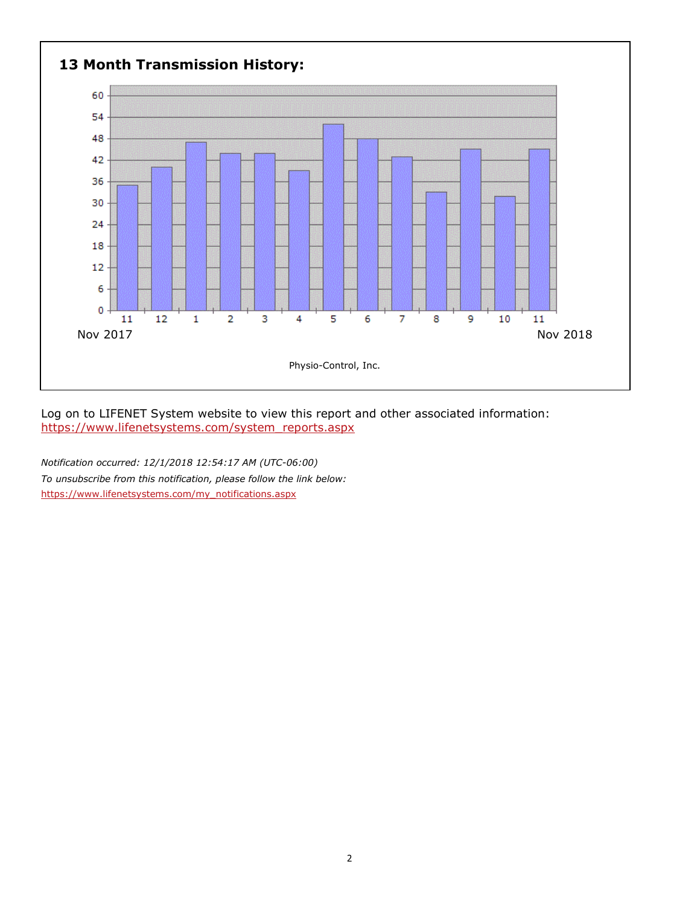## 13 Month Transmission History:

60
54
48
42
36
30
24
18
12
6
0

11 12 1 2 3 4 5 6 7 8 9 10 11

Nov 2017

Nov 2018

Physio-Control, Inc.

Log on to LIFENET System website to view this report and other associated information:
https://www.lifenetsystems.com/system_reports.aspx

*Notification occurred: 12/1/2018 12:54:17 AM (UTC-06:00)*
*To unsubscribe from this notification, please follow the link below:*
https://www.lifenetsystems.com/my_notifications.aspx